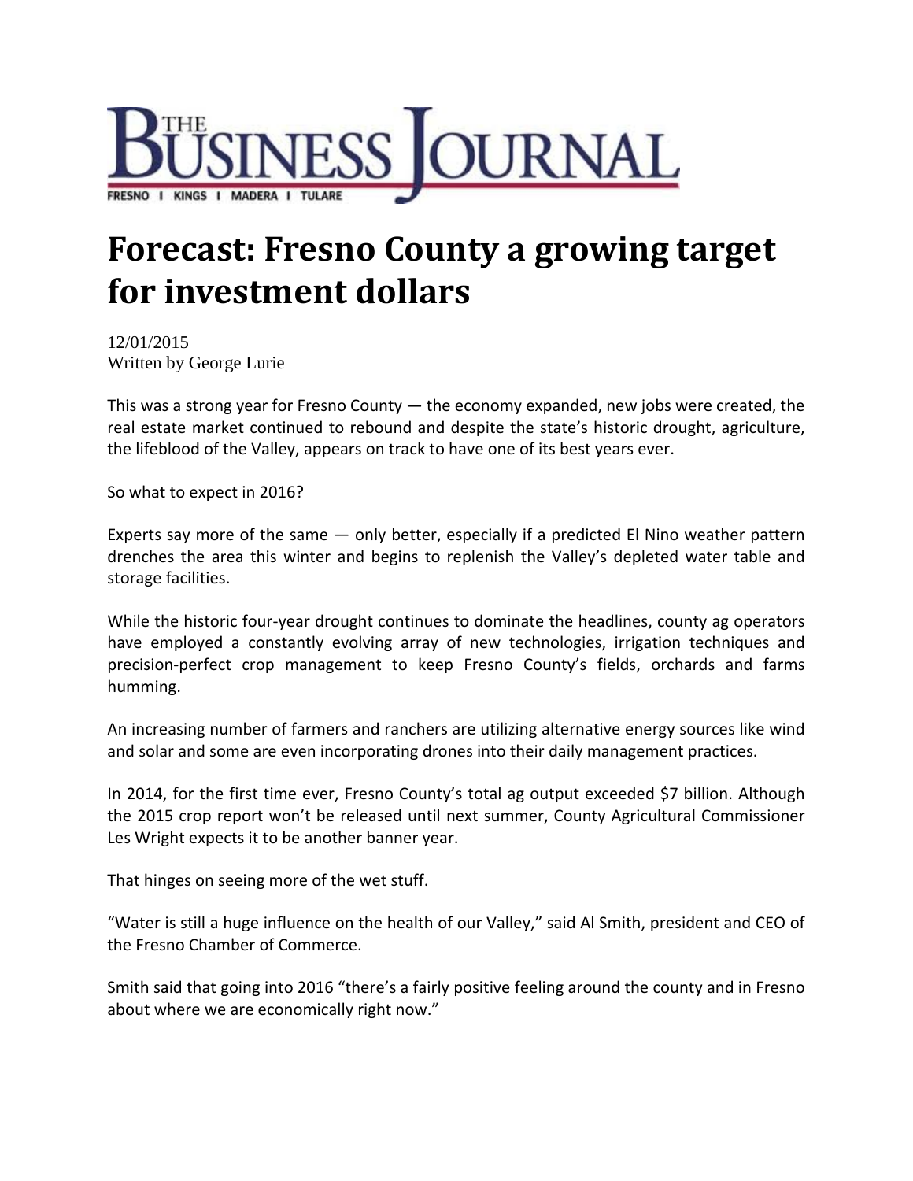THE BUSINESS JOURNAL

FRESNO | KINGS | MADERA | TULARE

# Forecast: Fresno County a growing target for investment dollars

12/01/2015
Written by George Lurie

This was a strong year for Fresno County — the economy expanded, new jobs were created, the real estate market continued to rebound and despite the state's historic drought, agriculture, the lifeblood of the Valley, appears on track to have one of its best years ever.

So what to expect in 2016?

Experts say more of the same — only better, especially if a predicted El Nino weather pattern drenches the area this winter and begins to replenish the Valley's depleted water table and storage facilities.

While the historic four-year drought continues to dominate the headlines, county ag operators have employed a constantly evolving array of new technologies, irrigation techniques and precision-perfect crop management to keep Fresno County's fields, orchards and farms humming.

An increasing number of farmers and ranchers are utilizing alternative energy sources like wind and solar and some are even incorporating drones into their daily management practices.

In 2014, for the first time ever, Fresno County's total ag output exceeded $7 billion. Although the 2015 crop report won't be released until next summer, County Agricultural Commissioner Les Wright expects it to be another banner year.

That hinges on seeing more of the wet stuff.

"Water is still a huge influence on the health of our Valley," said Al Smith, president and CEO of the Fresno Chamber of Commerce.

Smith said that going into 2016 "there's a fairly positive feeling around the county and in Fresno about where we are economically right now."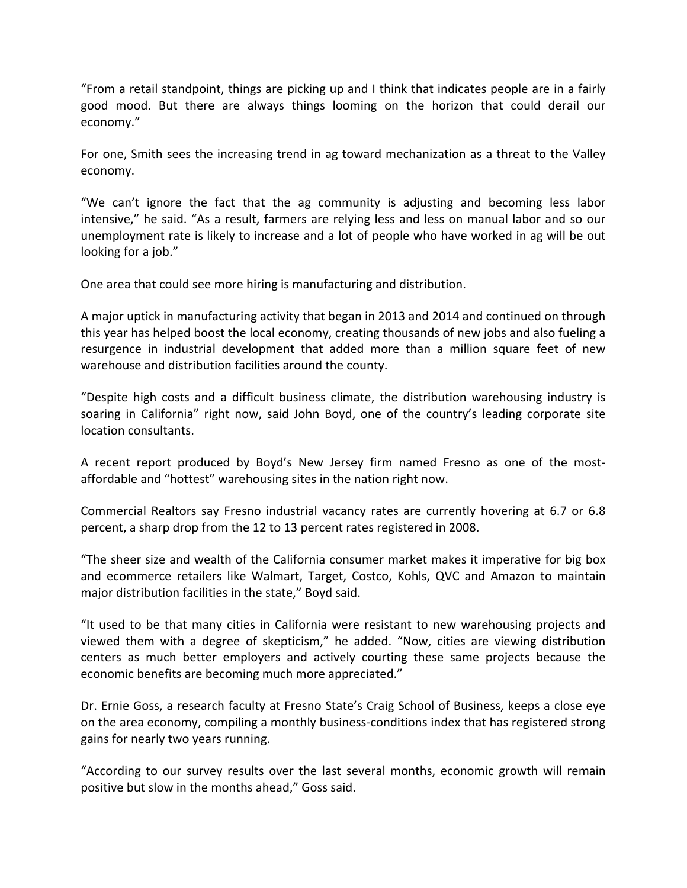"From a retail standpoint, things are picking up and I think that indicates people are in a fairly good mood. But there are always things looming on the horizon that could derail our economy."

For one, Smith sees the increasing trend in ag toward mechanization as a threat to the Valley economy.

"We can't ignore the fact that the ag community is adjusting and becoming less labor intensive," he said. "As a result, farmers are relying less and less on manual labor and so our unemployment rate is likely to increase and a lot of people who have worked in ag will be out looking for a job."

One area that could see more hiring is manufacturing and distribution.

A major uptick in manufacturing activity that began in 2013 and 2014 and continued on through this year has helped boost the local economy, creating thousands of new jobs and also fueling a resurgence in industrial development that added more than a million square feet of new warehouse and distribution facilities around the county.

"Despite high costs and a difficult business climate, the distribution warehousing industry is soaring in California" right now, said John Boyd, one of the country's leading corporate site location consultants.

A recent report produced by Boyd's New Jersey firm named Fresno as one of the most-affordable and "hottest" warehousing sites in the nation right now.

Commercial Realtors say Fresno industrial vacancy rates are currently hovering at 6.7 or 6.8 percent, a sharp drop from the 12 to 13 percent rates registered in 2008.

"The sheer size and wealth of the California consumer market makes it imperative for big box and ecommerce retailers like Walmart, Target, Costco, Kohls, QVC and Amazon to maintain major distribution facilities in the state," Boyd said.

"It used to be that many cities in California were resistant to new warehousing projects and viewed them with a degree of skepticism," he added. "Now, cities are viewing distribution centers as much better employers and actively courting these same projects because the economic benefits are becoming much more appreciated."

Dr. Ernie Goss, a research faculty at Fresno State's Craig School of Business, keeps a close eye on the area economy, compiling a monthly business-conditions index that has registered strong gains for nearly two years running.

"According to our survey results over the last several months, economic growth will remain positive but slow in the months ahead," Goss said.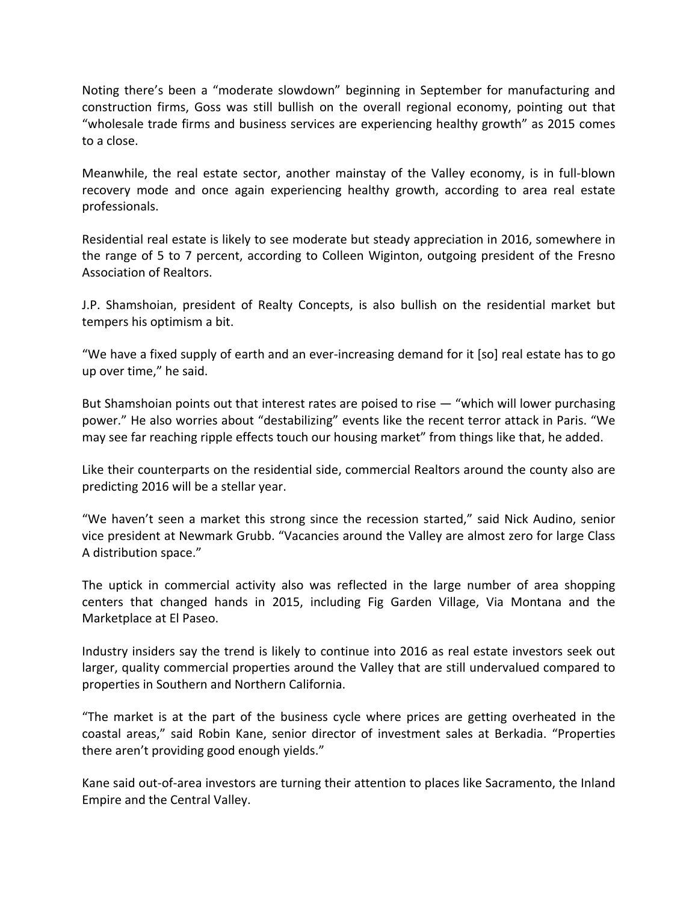Noting there's been a "moderate slowdown" beginning in September for manufacturing and construction firms, Goss was still bullish on the overall regional economy, pointing out that "wholesale trade firms and business services are experiencing healthy growth" as 2015 comes to a close.

Meanwhile, the real estate sector, another mainstay of the Valley economy, is in full-blown recovery mode and once again experiencing healthy growth, according to area real estate professionals.

Residential real estate is likely to see moderate but steady appreciation in 2016, somewhere in the range of 5 to 7 percent, according to Colleen Wiginton, outgoing president of the Fresno Association of Realtors.

J.P. Shamshoian, president of Realty Concepts, is also bullish on the residential market but tempers his optimism a bit.

"We have a fixed supply of earth and an ever-increasing demand for it [so] real estate has to go up over time," he said.

But Shamshoian points out that interest rates are poised to rise — "which will lower purchasing power." He also worries about "destabilizing" events like the recent terror attack in Paris. "We may see far reaching ripple effects touch our housing market" from things like that, he added.

Like their counterparts on the residential side, commercial Realtors around the county also are predicting 2016 will be a stellar year.

"We haven't seen a market this strong since the recession started," said Nick Audino, senior vice president at Newmark Grubb. "Vacancies around the Valley are almost zero for large Class A distribution space."

The uptick in commercial activity also was reflected in the large number of area shopping centers that changed hands in 2015, including Fig Garden Village, Via Montana and the Marketplace at El Paseo.

Industry insiders say the trend is likely to continue into 2016 as real estate investors seek out larger, quality commercial properties around the Valley that are still undervalued compared to properties in Southern and Northern California.

"The market is at the part of the business cycle where prices are getting overheated in the coastal areas," said Robin Kane, senior director of investment sales at Berkadia. "Properties there aren't providing good enough yields."

Kane said out-of-area investors are turning their attention to places like Sacramento, the Inland Empire and the Central Valley.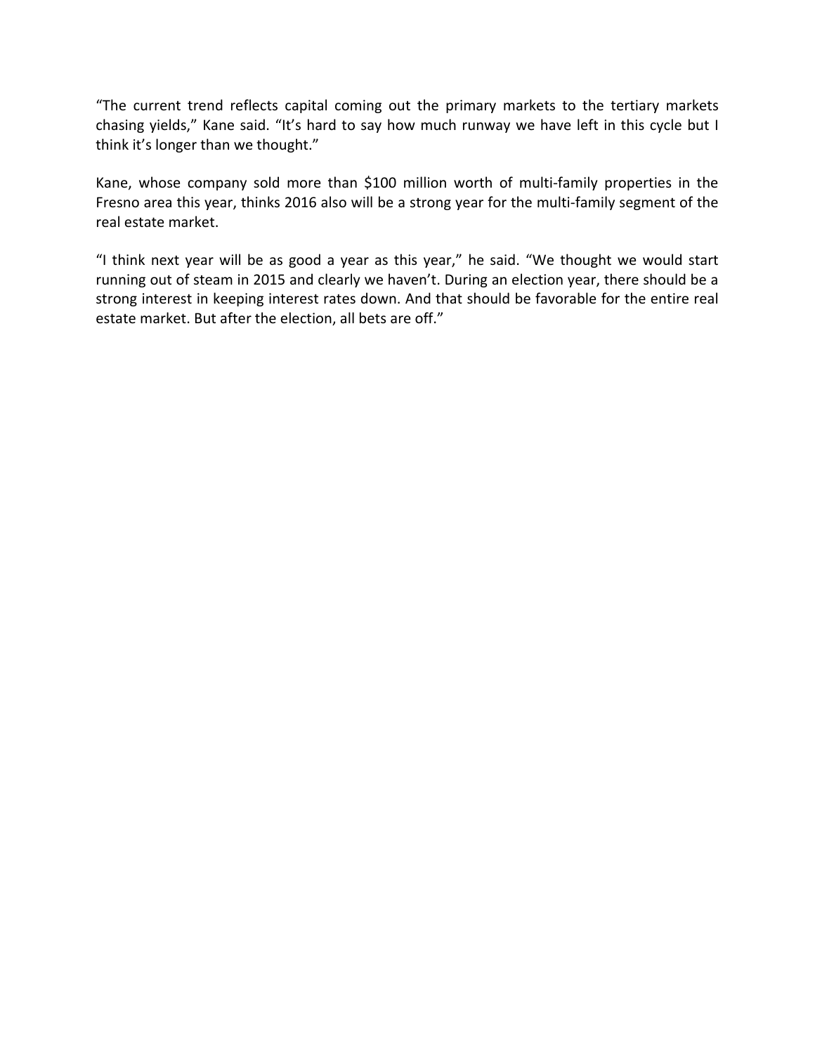“The current trend reflects capital coming out the primary markets to the tertiary markets chasing yields,” Kane said. “It’s hard to say how much runway we have left in this cycle but I think it’s longer than we thought.”

Kane, whose company sold more than $100 million worth of multi-family properties in the Fresno area this year, thinks 2016 also will be a strong year for the multi-family segment of the real estate market.

“I think next year will be as good a year as this year,” he said. “We thought we would start running out of steam in 2015 and clearly we haven’t. During an election year, there should be a strong interest in keeping interest rates down. And that should be favorable for the entire real estate market. But after the election, all bets are off.”